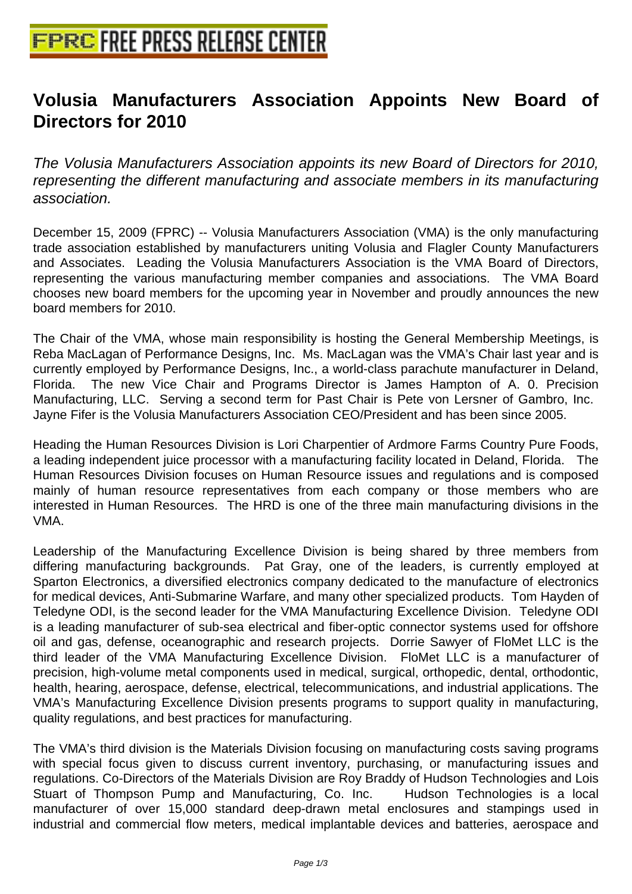# Volusia Manufacturers Association Appoints New Board of Directors for 2010

*The Volusia Manufacturers Association appoints its new Board of Directors for 2010, representing the different manufacturing and associate members in its manufacturing association.*

December 15, 2009 (FPRC) -- Volusia Manufacturers Association (VMA) is the only manufacturing trade association established by manufacturers uniting Volusia and Flagler County Manufacturers and Associates. Leading the Volusia Manufacturers Association is the VMA Board of Directors, representing the various manufacturing member companies and associations. The VMA Board chooses new board members for the upcoming year in November and proudly announces the new board members for 2010.

The Chair of the VMA, whose main responsibility is hosting the General Membership Meetings, is Reba MacLagan of Performance Designs, Inc. Ms. MacLagan was the VMA's Chair last year and is currently employed by Performance Designs, Inc., a world-class parachute manufacturer in Deland, Florida. The new Vice Chair and Programs Director is James Hampton of A. 0. Precision Manufacturing, LLC. Serving a second term for Past Chair is Pete von Lersner of Gambro, Inc. Jayne Fifer is the Volusia Manufacturers Association CEO/President and has been since 2005.

Heading the Human Resources Division is Lori Charpentier of Ardmore Farms Country Pure Foods, a leading independent juice processor with a manufacturing facility located in Deland, Florida. The Human Resources Division focuses on Human Resource issues and regulations and is composed mainly of human resource representatives from each company or those members who are interested in Human Resources. The HRD is one of the three main manufacturing divisions in the VMA.

Leadership of the Manufacturing Excellence Division is being shared by three members from differing manufacturing backgrounds. Pat Gray, one of the leaders, is currently employed at Sparton Electronics, a diversified electronics company dedicated to the manufacture of electronics for medical devices, Anti-Submarine Warfare, and many other specialized products. Tom Hayden of Teledyne ODI, is the second leader for the VMA Manufacturing Excellence Division. Teledyne ODI is a leading manufacturer of sub-sea electrical and fiber-optic connector systems used for offshore oil and gas, defense, oceanographic and research projects. Dorrie Sawyer of FloMet LLC is the third leader of the VMA Manufacturing Excellence Division. FloMet LLC is a manufacturer of precision, high-volume metal components used in medical, surgical, orthopedic, dental, orthodontic, health, hearing, aerospace, defense, electrical, telecommunications, and industrial applications. The VMA's Manufacturing Excellence Division presents programs to support quality in manufacturing, quality regulations, and best practices for manufacturing.

The VMA's third division is the Materials Division focusing on manufacturing costs saving programs with special focus given to discuss current inventory, purchasing, or manufacturing issues and regulations. Co-Directors of the Materials Division are Roy Braddy of Hudson Technologies and Lois Stuart of Thompson Pump and Manufacturing, Co. Inc. Hudson Technologies is a local manufacturer of over 15,000 standard deep-drawn metal enclosures and stampings used in industrial and commercial flow meters, medical implantable devices and batteries, aerospace and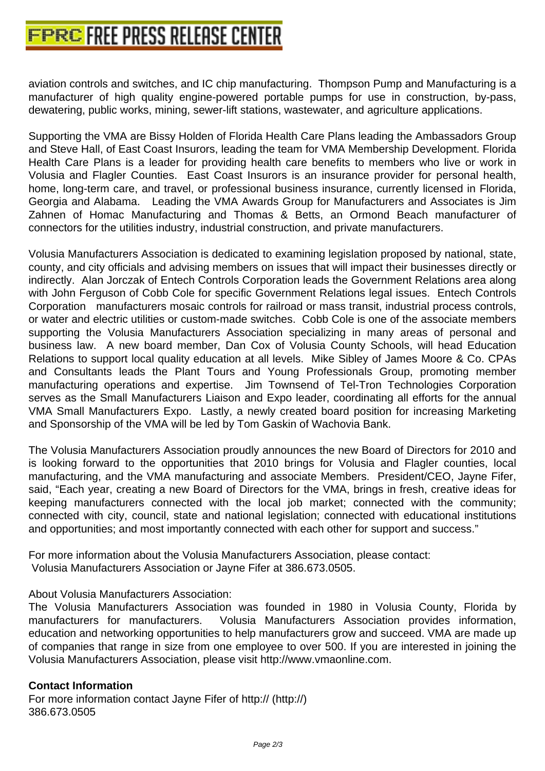aviation controls and switches, and IC chip manufacturing. Thompson Pump and Manufacturing is a manufacturer of high quality engine-powered portable pumps for use in construction, by-pass, dewatering, public works, mining, sewer-lift stations, wastewater, and agriculture applications.

Supporting the VMA are Bissy Holden of Florida Health Care Plans leading the Ambassadors Group and Steve Hall, of East Coast Insurors, leading the team for VMA Membership Development. Florida Health Care Plans is a leader for providing health care benefits to members who live or work in Volusia and Flagler Counties. East Coast Insurors is an insurance provider for personal health, home, long-term care, and travel, or professional business insurance, currently licensed in Florida, Georgia and Alabama. Leading the VMA Awards Group for Manufacturers and Associates is Jim Zahnen of Homac Manufacturing and Thomas & Betts, an Ormond Beach manufacturer of connectors for the utilities industry, industrial construction, and private manufacturers.

Volusia Manufacturers Association is dedicated to examining legislation proposed by national, state, county, and city officials and advising members on issues that will impact their businesses directly or indirectly. Alan Jorczak of Entech Controls Corporation leads the Government Relations area along with John Ferguson of Cobb Cole for specific Government Relations legal issues. Entech Controls Corporation manufacturers mosaic controls for railroad or mass transit, industrial process controls, or water and electric utilities or custom-made switches. Cobb Cole is one of the associate members supporting the Volusia Manufacturers Association specializing in many areas of personal and business law. A new board member, Dan Cox of Volusia County Schools, will head Education Relations to support local quality education at all levels. Mike Sibley of James Moore & Co. CPAs and Consultants leads the Plant Tours and Young Professionals Group, promoting member manufacturing operations and expertise. Jim Townsend of Tel-Tron Technologies Corporation serves as the Small Manufacturers Liaison and Expo leader, coordinating all efforts for the annual VMA Small Manufacturers Expo. Lastly, a newly created board position for increasing Marketing and Sponsorship of the VMA will be led by Tom Gaskin of Wachovia Bank.

The Volusia Manufacturers Association proudly announces the new Board of Directors for 2010 and is looking forward to the opportunities that 2010 brings for Volusia and Flagler counties, local manufacturing, and the VMA manufacturing and associate Members. President/CEO, Jayne Fifer, said, "Each year, creating a new Board of Directors for the VMA, brings in fresh, creative ideas for keeping manufacturers connected with the local job market; connected with the community; connected with city, council, state and national legislation; connected with educational institutions and opportunities; and most importantly connected with each other for support and success."

For more information about the Volusia Manufacturers Association, please contact:
Volusia Manufacturers Association or Jayne Fifer at 386.673.0505.

About Volusia Manufacturers Association:
The Volusia Manufacturers Association was founded in 1980 in Volusia County, Florida by manufacturers for manufacturers. Volusia Manufacturers Association provides information, education and networking opportunities to help manufacturers grow and succeed. VMA are made up of companies that range in size from one employee to over 500. If you are interested in joining the Volusia Manufacturers Association, please visit http://www.vmaonline.com.

**Contact Information**
For more information contact Jayne Fifer of http:// (http://)
386.673.0505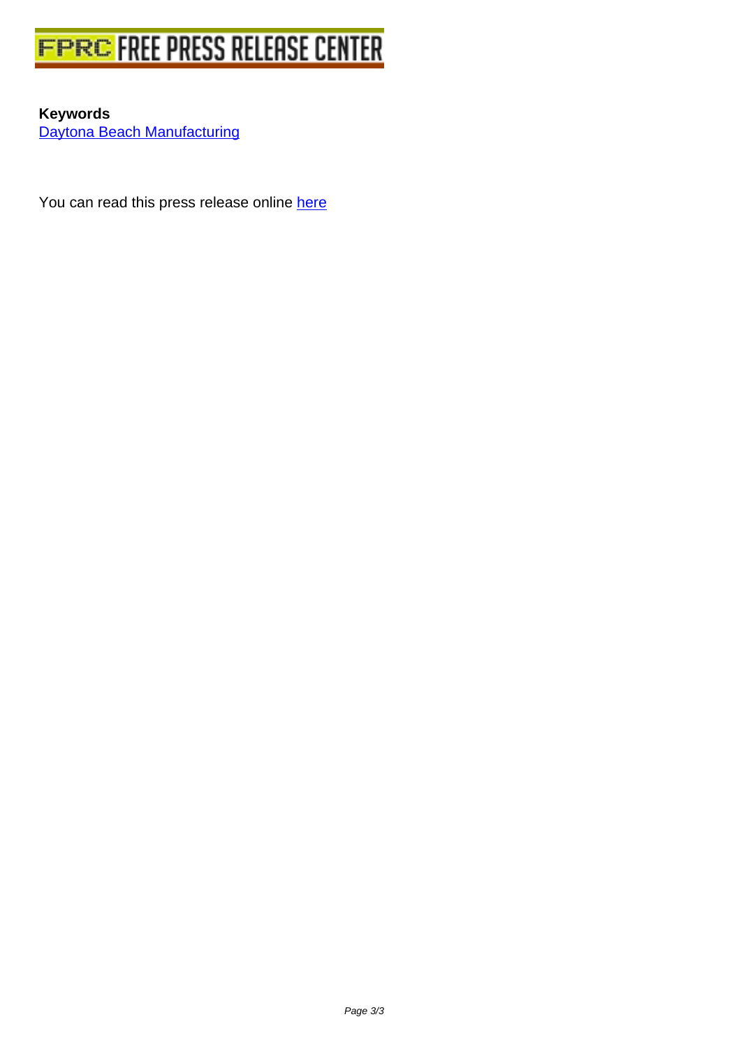**Keywords**
Daytona Beach Manufacturing

You can read this press release online here